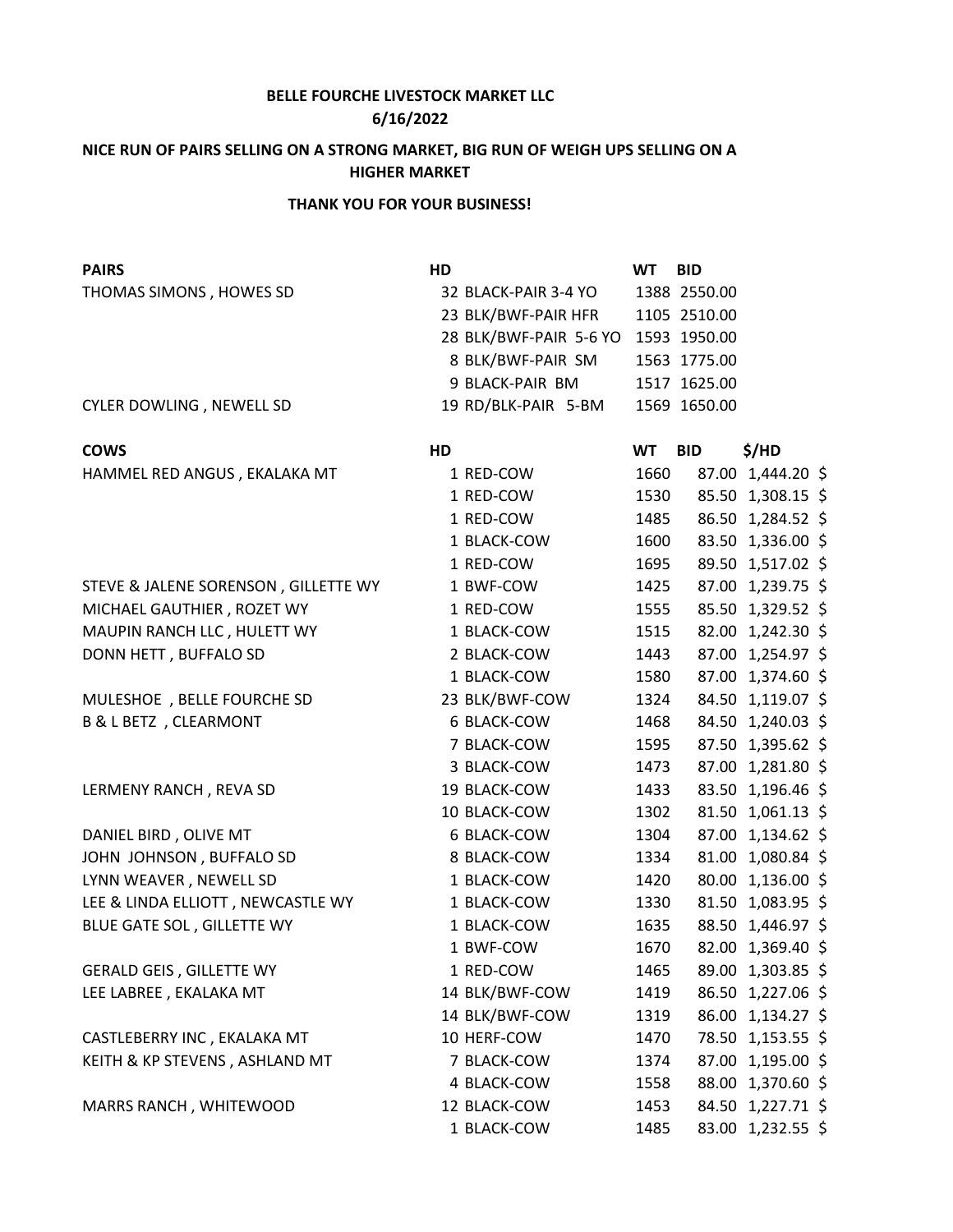**BELLE FOURCHE LIVESTOCK MARKET LLC**
**6/16/2022**

**NICE RUN OF PAIRS SELLING ON A STRONG MARKET, BIG RUN OF WEIGH UPS SELLING ON A HIGHER MARKET**

**THANK YOU FOR YOUR BUSINESS!**

| **PAIRS** | **HD** | | **WT** | **BID** |
|---|---|---|---|---|
| THOMAS SIMONS , HOWES SD | 32 | BLACK-PAIR 3-4 YO | 1388 | 2550.00 |
| | 23 | BLK/BWF-PAIR HFR | 1105 | 2510.00 |
| | 28 | BLK/BWF-PAIR 5-6 YO | 1593 | 1950.00 |
| | 8 | BLK/BWF-PAIR SM | 1563 | 1775.00 |
| | 9 | BLACK-PAIR BM | 1517 | 1625.00 |
| CYLER DOWLING , NEWELL SD | 19 | RD/BLK-PAIR 5-BM | 1569 | 1650.00 |

| **COWS** | **HD** | | **WT** | **BID** | **$/HD** | |
|---|---|---|---|---|---|---|
| HAMMEL RED ANGUS , EKALAKA MT | 1 | RED-COW | 1660 | 87.00 | 1,444.20 | $ |
| | 1 | RED-COW | 1530 | 85.50 | 1,308.15 | $ |
| | 1 | RED-COW | 1485 | 86.50 | 1,284.52 | $ |
| | 1 | BLACK-COW | 1600 | 83.50 | 1,336.00 | $ |
| | 1 | RED-COW | 1695 | 89.50 | 1,517.02 | $ |
| STEVE & JALENE SORENSON , GILLETTE WY | 1 | BWF-COW | 1425 | 87.00 | 1,239.75 | $ |
| MICHAEL GAUTHIER , ROZET WY | 1 | RED-COW | 1555 | 85.50 | 1,329.52 | $ |
| MAUPIN RANCH LLC , HULETT WY | 1 | BLACK-COW | 1515 | 82.00 | 1,242.30 | $ |
| DONN HETT , BUFFALO SD | 2 | BLACK-COW | 1443 | 87.00 | 1,254.97 | $ |
| | 1 | BLACK-COW | 1580 | 87.00 | 1,374.60 | $ |
| MULESHOE , BELLE FOURCHE SD | 23 | BLK/BWF-COW | 1324 | 84.50 | 1,119.07 | $ |
| B & L BETZ , CLEARMONT | 6 | BLACK-COW | 1468 | 84.50 | 1,240.03 | $ |
| | 7 | BLACK-COW | 1595 | 87.50 | 1,395.62 | $ |
| | 3 | BLACK-COW | 1473 | 87.00 | 1,281.80 | $ |
| LERMENY RANCH , REVA SD | 19 | BLACK-COW | 1433 | 83.50 | 1,196.46 | $ |
| | 10 | BLACK-COW | 1302 | 81.50 | 1,061.13 | $ |
| DANIEL BIRD , OLIVE MT | 6 | BLACK-COW | 1304 | 87.00 | 1,134.62 | $ |
| JOHN JOHNSON , BUFFALO SD | 8 | BLACK-COW | 1334 | 81.00 | 1,080.84 | $ |
| LYNN WEAVER , NEWELL SD | 1 | BLACK-COW | 1420 | 80.00 | 1,136.00 | $ |
| LEE & LINDA ELLIOTT , NEWCASTLE WY | 1 | BLACK-COW | 1330 | 81.50 | 1,083.95 | $ |
| BLUE GATE SOL , GILLETTE WY | 1 | BLACK-COW | 1635 | 88.50 | 1,446.97 | $ |
| | 1 | BWF-COW | 1670 | 82.00 | 1,369.40 | $ |
| GERALD GEIS , GILLETTE WY | 1 | RED-COW | 1465 | 89.00 | 1,303.85 | $ |
| LEE LABREE , EKALAKA MT | 14 | BLK/BWF-COW | 1419 | 86.50 | 1,227.06 | $ |
| | 14 | BLK/BWF-COW | 1319 | 86.00 | 1,134.27 | $ |
| CASTLEBERRY INC , EKALAKA MT | 10 | HERF-COW | 1470 | 78.50 | 1,153.55 | $ |
| KEITH & KP STEVENS , ASHLAND MT | 7 | BLACK-COW | 1374 | 87.00 | 1,195.00 | $ |
| | 4 | BLACK-COW | 1558 | 88.00 | 1,370.60 | $ |
| MARRS RANCH , WHITEWOOD | 12 | BLACK-COW | 1453 | 84.50 | 1,227.71 | $ |
| | 1 | BLACK-COW | 1485 | 83.00 | 1,232.55 | $ |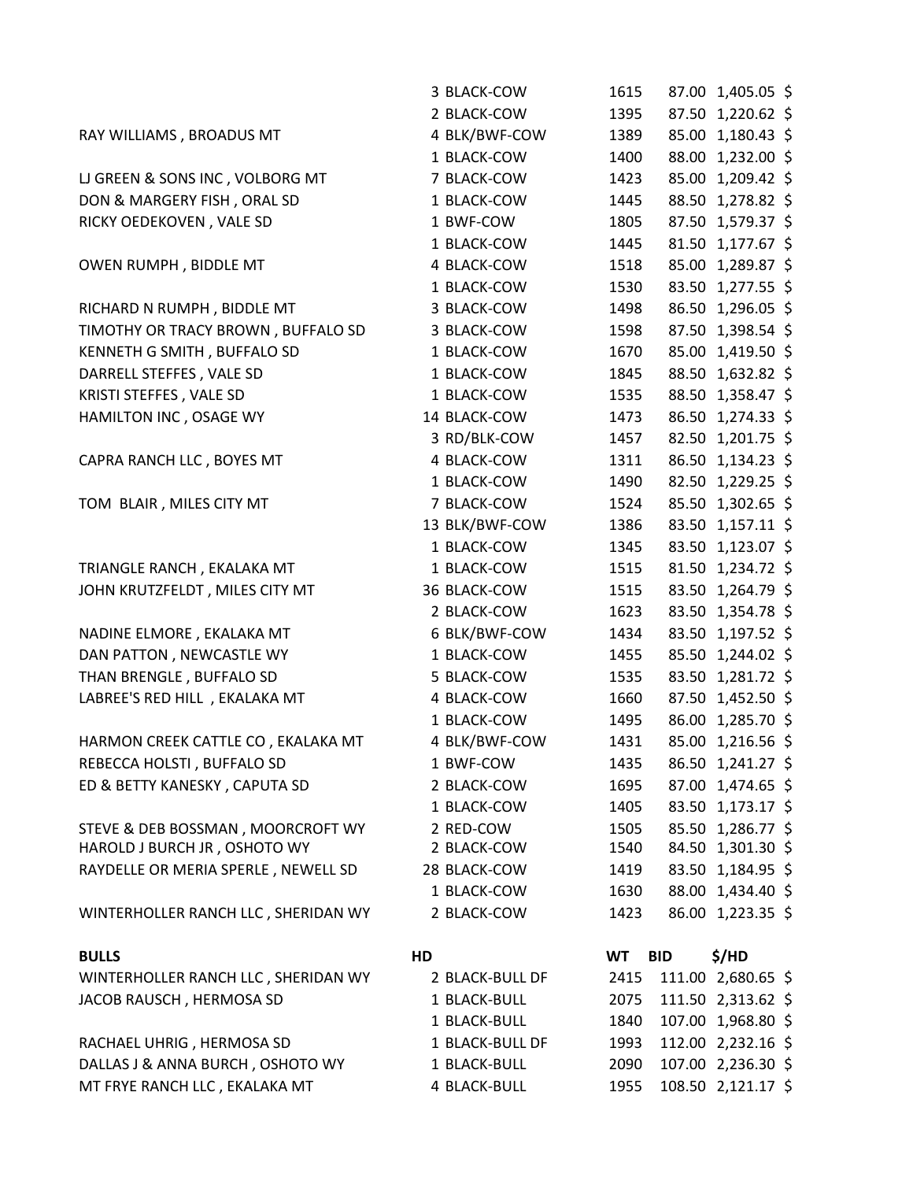| | | | | | |
|---|---|---|---|---|---|
| | 3 BLACK-COW | 1615 | 87.00 | 1,405.05 | $ |
| | 2 BLACK-COW | 1395 | 87.50 | 1,220.62 | $ |
| RAY WILLIAMS , BROADUS MT | 4 BLK/BWF-COW | 1389 | 85.00 | 1,180.43 | $ |
| | 1 BLACK-COW | 1400 | 88.00 | 1,232.00 | $ |
| LJ GREEN & SONS INC , VOLBORG MT | 7 BLACK-COW | 1423 | 85.00 | 1,209.42 | $ |
| DON & MARGERY FISH , ORAL SD | 1 BLACK-COW | 1445 | 88.50 | 1,278.82 | $ |
| RICKY OEDEKOVEN , VALE SD | 1 BWF-COW | 1805 | 87.50 | 1,579.37 | $ |
| | 1 BLACK-COW | 1445 | 81.50 | 1,177.67 | $ |
| OWEN RUMPH , BIDDLE MT | 4 BLACK-COW | 1518 | 85.00 | 1,289.87 | $ |
| | 1 BLACK-COW | 1530 | 83.50 | 1,277.55 | $ |
| RICHARD N RUMPH , BIDDLE MT | 3 BLACK-COW | 1498 | 86.50 | 1,296.05 | $ |
| TIMOTHY OR TRACY BROWN , BUFFALO SD | 3 BLACK-COW | 1598 | 87.50 | 1,398.54 | $ |
| KENNETH G SMITH , BUFFALO SD | 1 BLACK-COW | 1670 | 85.00 | 1,419.50 | $ |
| DARRELL STEFFES , VALE SD | 1 BLACK-COW | 1845 | 88.50 | 1,632.82 | $ |
| KRISTI STEFFES , VALE SD | 1 BLACK-COW | 1535 | 88.50 | 1,358.47 | $ |
| HAMILTON INC , OSAGE WY | 14 BLACK-COW | 1473 | 86.50 | 1,274.33 | $ |
| | 3 RD/BLK-COW | 1457 | 82.50 | 1,201.75 | $ |
| CAPRA RANCH LLC , BOYES MT | 4 BLACK-COW | 1311 | 86.50 | 1,134.23 | $ |
| | 1 BLACK-COW | 1490 | 82.50 | 1,229.25 | $ |
| TOM BLAIR , MILES CITY MT | 7 BLACK-COW | 1524 | 85.50 | 1,302.65 | $ |
| | 13 BLK/BWF-COW | 1386 | 83.50 | 1,157.11 | $ |
| | 1 BLACK-COW | 1345 | 83.50 | 1,123.07 | $ |
| TRIANGLE RANCH , EKALAKA MT | 1 BLACK-COW | 1515 | 81.50 | 1,234.72 | $ |
| JOHN KRUTZFELDT , MILES CITY MT | 36 BLACK-COW | 1515 | 83.50 | 1,264.79 | $ |
| | 2 BLACK-COW | 1623 | 83.50 | 1,354.78 | $ |
| NADINE ELMORE , EKALAKA MT | 6 BLK/BWF-COW | 1434 | 83.50 | 1,197.52 | $ |
| DAN PATTON , NEWCASTLE WY | 1 BLACK-COW | 1455 | 85.50 | 1,244.02 | $ |
| THAN BRENGLE , BUFFALO SD | 5 BLACK-COW | 1535 | 83.50 | 1,281.72 | $ |
| LABREE'S RED HILL , EKALAKA MT | 4 BLACK-COW | 1660 | 87.50 | 1,452.50 | $ |
| | 1 BLACK-COW | 1495 | 86.00 | 1,285.70 | $ |
| HARMON CREEK CATTLE CO , EKALAKA MT | 4 BLK/BWF-COW | 1431 | 85.00 | 1,216.56 | $ |
| REBECCA HOLSTI , BUFFALO SD | 1 BWF-COW | 1435 | 86.50 | 1,241.27 | $ |
| ED & BETTY KANESKY , CAPUTA SD | 2 BLACK-COW | 1695 | 87.00 | 1,474.65 | $ |
| | 1 BLACK-COW | 1405 | 83.50 | 1,173.17 | $ |
| STEVE & DEB BOSSMAN , MOORCROFT WY | 2 RED-COW | 1505 | 85.50 | 1,286.77 | $ |
| HAROLD J BURCH JR , OSHOTO WY | 2 BLACK-COW | 1540 | 84.50 | 1,301.30 | $ |
| RAYDELLE OR MERIA SPERLE , NEWELL SD | 28 BLACK-COW | 1419 | 83.50 | 1,184.95 | $ |
| | 1 BLACK-COW | 1630 | 88.00 | 1,434.40 | $ |
| WINTERHOLLER RANCH LLC , SHERIDAN WY | 2 BLACK-COW | 1423 | 86.00 | 1,223.35 | $ |

| **BULLS** | **HD** | **WT** | **BID** | **$/HD** | |
|---|---|---|---|---|---|
| WINTERHOLLER RANCH LLC , SHERIDAN WY | 2 BLACK-BULL DF | 2415 | 111.00 | 2,680.65 | $ |
| JACOB RAUSCH , HERMOSA SD | 1 BLACK-BULL | 2075 | 111.50 | 2,313.62 | $ |
| | 1 BLACK-BULL | 1840 | 107.00 | 1,968.80 | $ |
| RACHAEL UHRIG , HERMOSA SD | 1 BLACK-BULL DF | 1993 | 112.00 | 2,232.16 | $ |
| DALLAS J & ANNA BURCH , OSHOTO WY | 1 BLACK-BULL | 2090 | 107.00 | 2,236.30 | $ |
| MT FRYE RANCH LLC , EKALAKA MT | 4 BLACK-BULL | 1955 | 108.50 | 2,121.17 | $ |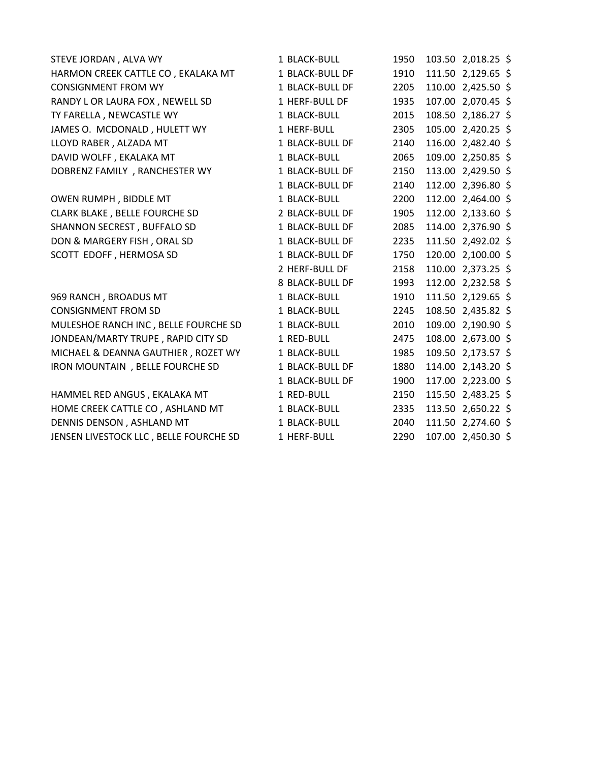| | | | | | |
|---|---|---|---|---|---|
| STEVE JORDAN , ALVA WY | 1 BLACK-BULL | 1950 | 103.50 | 2,018.25 | $ |
| HARMON CREEK CATTLE CO , EKALAKA MT | 1 BLACK-BULL DF | 1910 | 111.50 | 2,129.65 | $ |
| CONSIGNMENT FROM WY | 1 BLACK-BULL DF | 2205 | 110.00 | 2,425.50 | $ |
| RANDY L OR LAURA FOX , NEWELL SD | 1 HERF-BULL DF | 1935 | 107.00 | 2,070.45 | $ |
| TY FARELLA , NEWCASTLE WY | 1 BLACK-BULL | 2015 | 108.50 | 2,186.27 | $ |
| JAMES O. MCDONALD , HULETT WY | 1 HERF-BULL | 2305 | 105.00 | 2,420.25 | $ |
| LLOYD RABER , ALZADA MT | 1 BLACK-BULL DF | 2140 | 116.00 | 2,482.40 | $ |
| DAVID WOLFF , EKALAKA MT | 1 BLACK-BULL | 2065 | 109.00 | 2,250.85 | $ |
| DOBRENZ FAMILY , RANCHESTER WY | 1 BLACK-BULL DF | 2150 | 113.00 | 2,429.50 | $ |
| | 1 BLACK-BULL DF | 2140 | 112.00 | 2,396.80 | $ |
| OWEN RUMPH , BIDDLE MT | 1 BLACK-BULL | 2200 | 112.00 | 2,464.00 | $ |
| CLARK BLAKE , BELLE FOURCHE SD | 2 BLACK-BULL DF | 1905 | 112.00 | 2,133.60 | $ |
| SHANNON SECREST , BUFFALO SD | 1 BLACK-BULL DF | 2085 | 114.00 | 2,376.90 | $ |
| DON & MARGERY FISH , ORAL SD | 1 BLACK-BULL DF | 2235 | 111.50 | 2,492.02 | $ |
| SCOTT EDOFF , HERMOSA SD | 1 BLACK-BULL DF | 1750 | 120.00 | 2,100.00 | $ |
| | 2 HERF-BULL DF | 2158 | 110.00 | 2,373.25 | $ |
| | 8 BLACK-BULL DF | 1993 | 112.00 | 2,232.58 | $ |
| 969 RANCH , BROADUS MT | 1 BLACK-BULL | 1910 | 111.50 | 2,129.65 | $ |
| CONSIGNMENT FROM SD | 1 BLACK-BULL | 2245 | 108.50 | 2,435.82 | $ |
| MULESHOE RANCH INC , BELLE FOURCHE SD | 1 BLACK-BULL | 2010 | 109.00 | 2,190.90 | $ |
| JONDEAN/MARTY TRUPE , RAPID CITY SD | 1 RED-BULL | 2475 | 108.00 | 2,673.00 | $ |
| MICHAEL & DEANNA GAUTHIER , ROZET WY | 1 BLACK-BULL | 1985 | 109.50 | 2,173.57 | $ |
| IRON MOUNTAIN , BELLE FOURCHE SD | 1 BLACK-BULL DF | 1880 | 114.00 | 2,143.20 | $ |
| | 1 BLACK-BULL DF | 1900 | 117.00 | 2,223.00 | $ |
| HAMMEL RED ANGUS , EKALAKA MT | 1 RED-BULL | 2150 | 115.50 | 2,483.25 | $ |
| HOME CREEK CATTLE CO , ASHLAND MT | 1 BLACK-BULL | 2335 | 113.50 | 2,650.22 | $ |
| DENNIS DENSON , ASHLAND MT | 1 BLACK-BULL | 2040 | 111.50 | 2,274.60 | $ |
| JENSEN LIVESTOCK LLC , BELLE FOURCHE SD | 1 HERF-BULL | 2290 | 107.00 | 2,450.30 | $ |